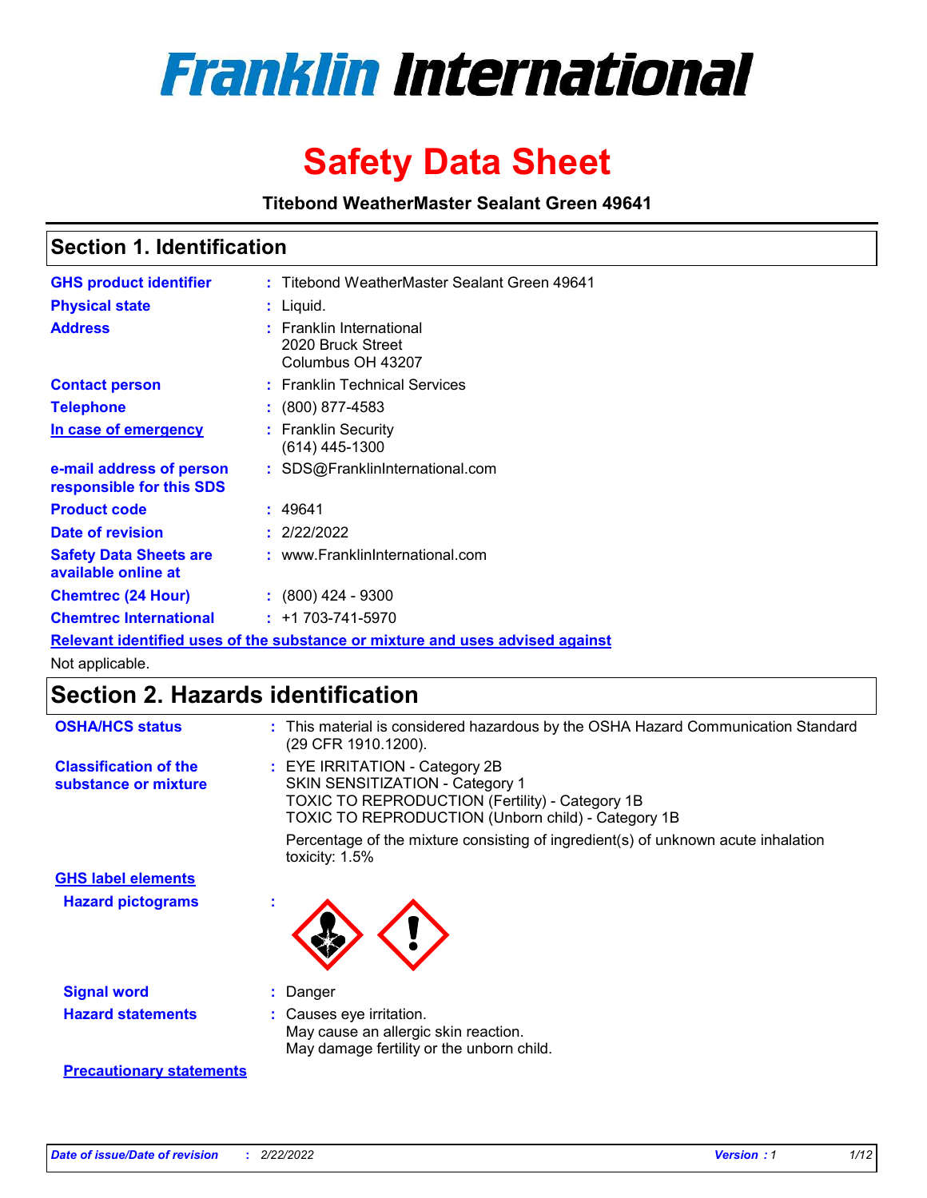# Franklin International

# Safety Data Sheet

**Titebond WeatherMaster Sealant Green 49641**

## Section 1. Identification

| | |
|---|---|
| **GHS product identifier** | : Titebond WeatherMaster Sealant Green 49641 |
| **Physical state** | : Liquid. |
| **Address** | : Franklin International<br>2020 Bruck Street<br>Columbus OH 43207 |
| **Contact person** | : Franklin Technical Services |
| **Telephone** | : (800) 877-4583 |
| **In case of emergency** | : Franklin Security<br>(614) 445-1300 |
| **e-mail address of person responsible for this SDS** | : SDS@FranklinInternational.com |
| **Product code** | : 49641 |
| **Date of revision** | : 2/22/2022 |
| **Safety Data Sheets are available online at** | : www.FranklinInternational.com |
| **Chemtrec (24 Hour)** | : (800) 424 - 9300 |
| **Chemtrec International** | : +1 703-741-5970 |

**Relevant identified uses of the substance or mixture and uses advised against**

Not applicable.

## Section 2. Hazards identification

| | |
|---|---|
| **OSHA/HCS status** | : This material is considered hazardous by the OSHA Hazard Communication Standard (29 CFR 1910.1200). |
| **Classification of the substance or mixture** | : EYE IRRITATION - Category 2B<br>SKIN SENSITIZATION - Category 1<br>TOXIC TO REPRODUCTION (Fertility) - Category 1B<br>TOXIC TO REPRODUCTION (Unborn child) - Category 1B<br><br>Percentage of the mixture consisting of ingredient(s) of unknown acute inhalation toxicity: 1.5% |

**GHS label elements**

| | |
|---|---|
| **Hazard pictograms** | : |
| **Signal word** | : Danger |
| **Hazard statements** | : Causes eye irritation.<br>May cause an allergic skin reaction.<br>May damage fertility or the unborn child. |

**Precautionary statements**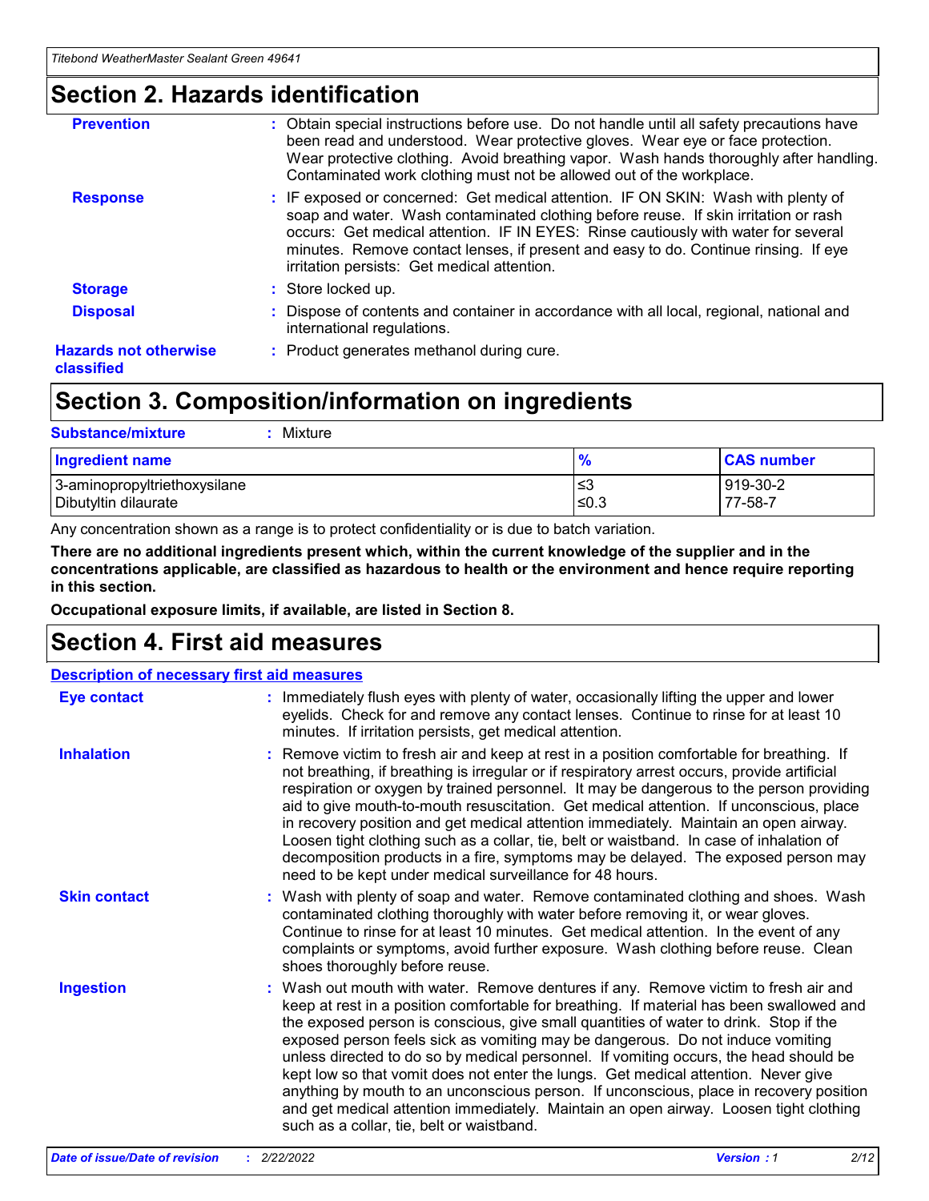## Section 2. Hazards identification

**Prevention** : Obtain special instructions before use. Do not handle until all safety precautions have been read and understood. Wear protective gloves. Wear eye or face protection. Wear protective clothing. Avoid breathing vapor. Wash hands thoroughly after handling. Contaminated work clothing must not be allowed out of the workplace.

**Response** : IF exposed or concerned: Get medical attention. IF ON SKIN: Wash with plenty of soap and water. Wash contaminated clothing before reuse. If skin irritation or rash occurs: Get medical attention. IF IN EYES: Rinse cautiously with water for several minutes. Remove contact lenses, if present and easy to do. Continue rinsing. If eye irritation persists: Get medical attention.

**Storage** : Store locked up.

**Disposal** : Dispose of contents and container in accordance with all local, regional, national and international regulations.

**Hazards not otherwise classified** : Product generates methanol during cure.

## Section 3. Composition/information on ingredients

**Substance/mixture** : Mixture

| Ingredient name | % | CAS number |
|---|---|---|
| 3-aminopropyltriethoxysilane | ≤3 | 919-30-2 |
| Dibutyltin dilaurate | ≤0.3 | 77-58-7 |

Any concentration shown as a range is to protect confidentiality or is due to batch variation.

**There are no additional ingredients present which, within the current knowledge of the supplier and in the concentrations applicable, are classified as hazardous to health or the environment and hence require reporting in this section.**

**Occupational exposure limits, if available, are listed in Section 8.**

## Section 4. First aid measures

**Description of necessary first aid measures**

**Eye contact** : Immediately flush eyes with plenty of water, occasionally lifting the upper and lower eyelids. Check for and remove any contact lenses. Continue to rinse for at least 10 minutes. If irritation persists, get medical attention.

**Inhalation** : Remove victim to fresh air and keep at rest in a position comfortable for breathing. If not breathing, if breathing is irregular or if respiratory arrest occurs, provide artificial respiration or oxygen by trained personnel. It may be dangerous to the person providing aid to give mouth-to-mouth resuscitation. Get medical attention. If unconscious, place in recovery position and get medical attention immediately. Maintain an open airway. Loosen tight clothing such as a collar, tie, belt or waistband. In case of inhalation of decomposition products in a fire, symptoms may be delayed. The exposed person may need to be kept under medical surveillance for 48 hours.

**Skin contact** : Wash with plenty of soap and water. Remove contaminated clothing and shoes. Wash contaminated clothing thoroughly with water before removing it, or wear gloves. Continue to rinse for at least 10 minutes. Get medical attention. In the event of any complaints or symptoms, avoid further exposure. Wash clothing before reuse. Clean shoes thoroughly before reuse.

**Ingestion** : Wash out mouth with water. Remove dentures if any. Remove victim to fresh air and keep at rest in a position comfortable for breathing. If material has been swallowed and the exposed person is conscious, give small quantities of water to drink. Stop if the exposed person feels sick as vomiting may be dangerous. Do not induce vomiting unless directed to do so by medical personnel. If vomiting occurs, the head should be kept low so that vomit does not enter the lungs. Get medical attention. Never give anything by mouth to an unconscious person. If unconscious, place in recovery position and get medical attention immediately. Maintain an open airway. Loosen tight clothing such as a collar, tie, belt or waistband.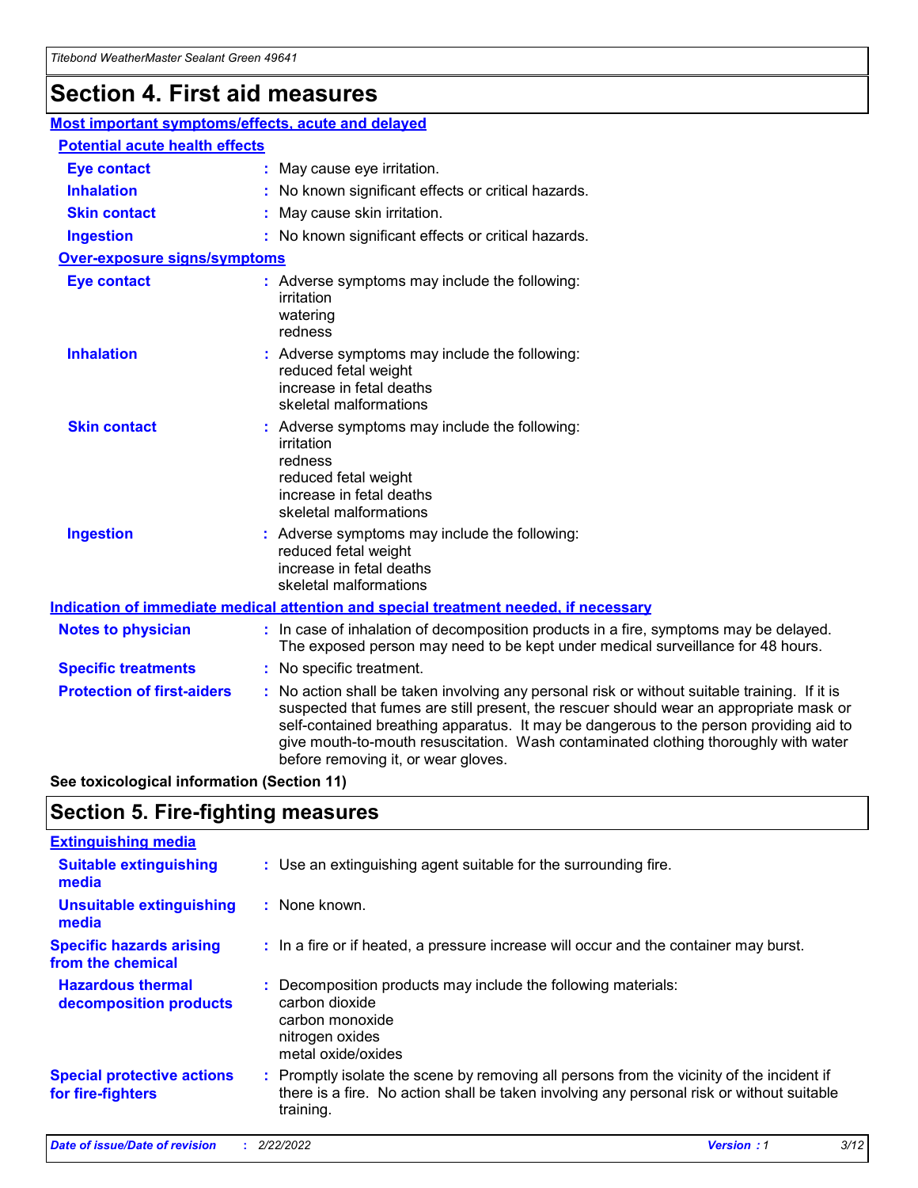# Section 4. First aid measures

## Most important symptoms/effects, acute and delayed

### Potential acute health effects

| | |
|---|---|
| **Eye contact** | : May cause eye irritation. |
| **Inhalation** | : No known significant effects or critical hazards. |
| **Skin contact** | : May cause skin irritation. |
| **Ingestion** | : No known significant effects or critical hazards. |

### Over-exposure signs/symptoms

| | |
|---|---|
| **Eye contact** | : Adverse symptoms may include the following:<br>irritation<br>watering<br>redness |
| **Inhalation** | : Adverse symptoms may include the following:<br>reduced fetal weight<br>increase in fetal deaths<br>skeletal malformations |
| **Skin contact** | : Adverse symptoms may include the following:<br>irritation<br>redness<br>reduced fetal weight<br>increase in fetal deaths<br>skeletal malformations |
| **Ingestion** | : Adverse symptoms may include the following:<br>reduced fetal weight<br>increase in fetal deaths<br>skeletal malformations |

## Indication of immediate medical attention and special treatment needed, if necessary

| | |
|---|---|
| **Notes to physician** | : In case of inhalation of decomposition products in a fire, symptoms may be delayed. The exposed person may need to be kept under medical surveillance for 48 hours. |
| **Specific treatments** | : No specific treatment. |
| **Protection of first-aiders** | : No action shall be taken involving any personal risk or without suitable training. If it is suspected that fumes are still present, the rescuer should wear an appropriate mask or self-contained breathing apparatus. It may be dangerous to the person providing aid to give mouth-to-mouth resuscitation. Wash contaminated clothing thoroughly with water before removing it, or wear gloves. |

**See toxicological information (Section 11)**

# Section 5. Fire-fighting measures

## Extinguishing media

| | |
|---|---|
| **Suitable extinguishing media** | : Use an extinguishing agent suitable for the surrounding fire. |
| **Unsuitable extinguishing media** | : None known. |
| **Specific hazards arising from the chemical** | : In a fire or if heated, a pressure increase will occur and the container may burst. |
| **Hazardous thermal decomposition products** | : Decomposition products may include the following materials:<br>carbon dioxide<br>carbon monoxide<br>nitrogen oxides<br>metal oxide/oxides |
| **Special protective actions for fire-fighters** | : Promptly isolate the scene by removing all persons from the vicinity of the incident if there is a fire. No action shall be taken involving any personal risk or without suitable training. |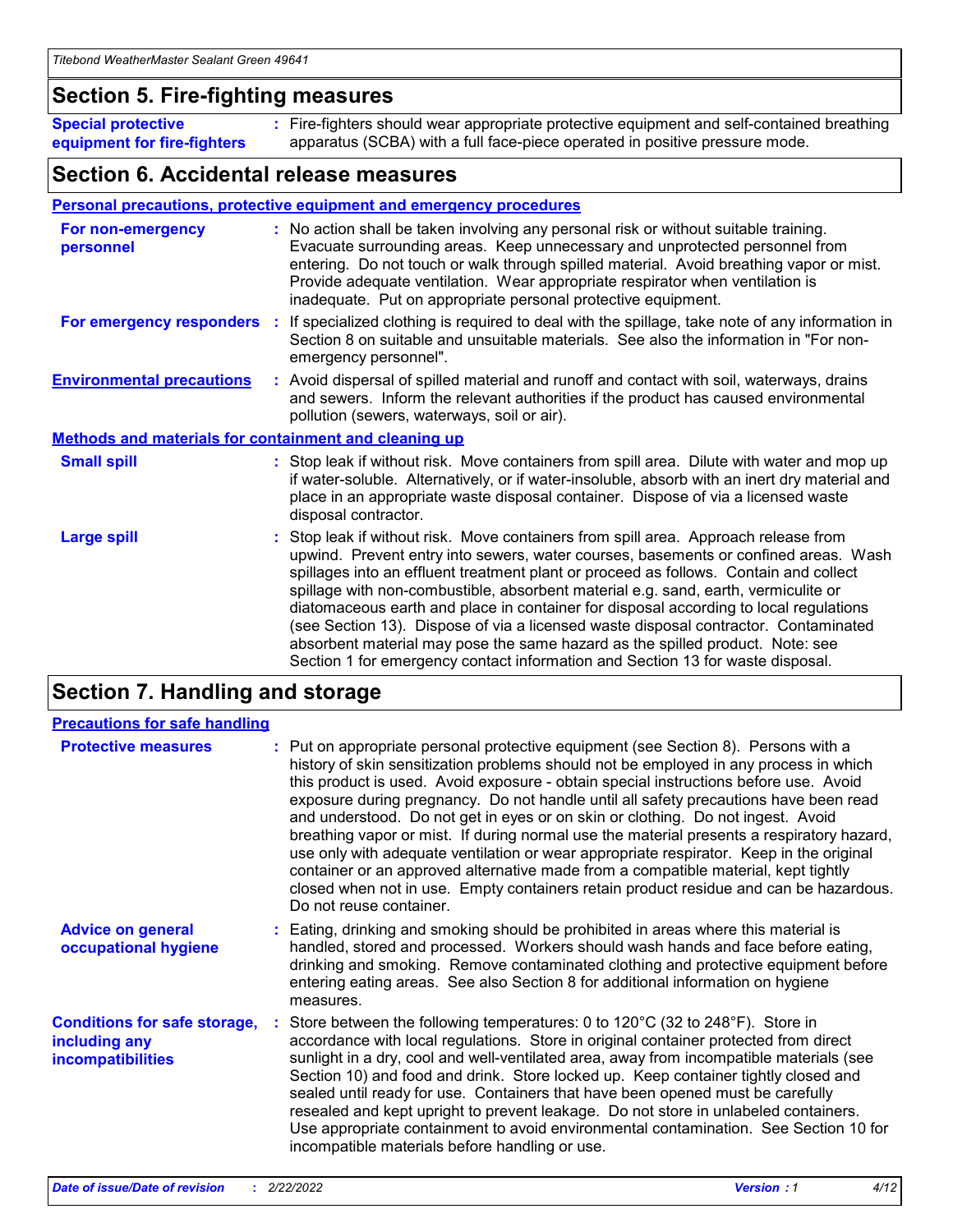## Section 5. Fire-fighting measures

**Special protective equipment for fire-fighters** : Fire-fighters should wear appropriate protective equipment and self-contained breathing apparatus (SCBA) with a full face-piece operated in positive pressure mode.

## Section 6. Accidental release measures

### Personal precautions, protective equipment and emergency procedures

**For non-emergency personnel** : No action shall be taken involving any personal risk or without suitable training. Evacuate surrounding areas. Keep unnecessary and unprotected personnel from entering. Do not touch or walk through spilled material. Avoid breathing vapor or mist. Provide adequate ventilation. Wear appropriate respirator when ventilation is inadequate. Put on appropriate personal protective equipment.

**For emergency responders** : If specialized clothing is required to deal with the spillage, take note of any information in Section 8 on suitable and unsuitable materials. See also the information in "For non-emergency personnel".

**Environmental precautions** : Avoid dispersal of spilled material and runoff and contact with soil, waterways, drains and sewers. Inform the relevant authorities if the product has caused environmental pollution (sewers, waterways, soil or air).

### Methods and materials for containment and cleaning up

**Small spill** : Stop leak if without risk. Move containers from spill area. Dilute with water and mop up if water-soluble. Alternatively, or if water-insoluble, absorb with an inert dry material and place in an appropriate waste disposal container. Dispose of via a licensed waste disposal contractor.

**Large spill** : Stop leak if without risk. Move containers from spill area. Approach release from upwind. Prevent entry into sewers, water courses, basements or confined areas. Wash spillages into an effluent treatment plant or proceed as follows. Contain and collect spillage with non-combustible, absorbent material e.g. sand, earth, vermiculite or diatomaceous earth and place in container for disposal according to local regulations (see Section 13). Dispose of via a licensed waste disposal contractor. Contaminated absorbent material may pose the same hazard as the spilled product. Note: see Section 1 for emergency contact information and Section 13 for waste disposal.

## Section 7. Handling and storage

### Precautions for safe handling

**Protective measures** : Put on appropriate personal protective equipment (see Section 8). Persons with a history of skin sensitization problems should not be employed in any process in which this product is used. Avoid exposure - obtain special instructions before use. Avoid exposure during pregnancy. Do not handle until all safety precautions have been read and understood. Do not get in eyes or on skin or clothing. Do not ingest. Avoid breathing vapor or mist. If during normal use the material presents a respiratory hazard, use only with adequate ventilation or wear appropriate respirator. Keep in the original container or an approved alternative made from a compatible material, kept tightly closed when not in use. Empty containers retain product residue and can be hazardous. Do not reuse container.

**Advice on general occupational hygiene** : Eating, drinking and smoking should be prohibited in areas where this material is handled, stored and processed. Workers should wash hands and face before eating, drinking and smoking. Remove contaminated clothing and protective equipment before entering eating areas. See also Section 8 for additional information on hygiene measures.

**Conditions for safe storage, including any incompatibilities** : Store between the following temperatures: 0 to 120°C (32 to 248°F). Store in accordance with local regulations. Store in original container protected from direct sunlight in a dry, cool and well-ventilated area, away from incompatible materials (see Section 10) and food and drink. Store locked up. Keep container tightly closed and sealed until ready for use. Containers that have been opened must be carefully resealed and kept upright to prevent leakage. Do not store in unlabeled containers. Use appropriate containment to avoid environmental contamination. See Section 10 for incompatible materials before handling or use.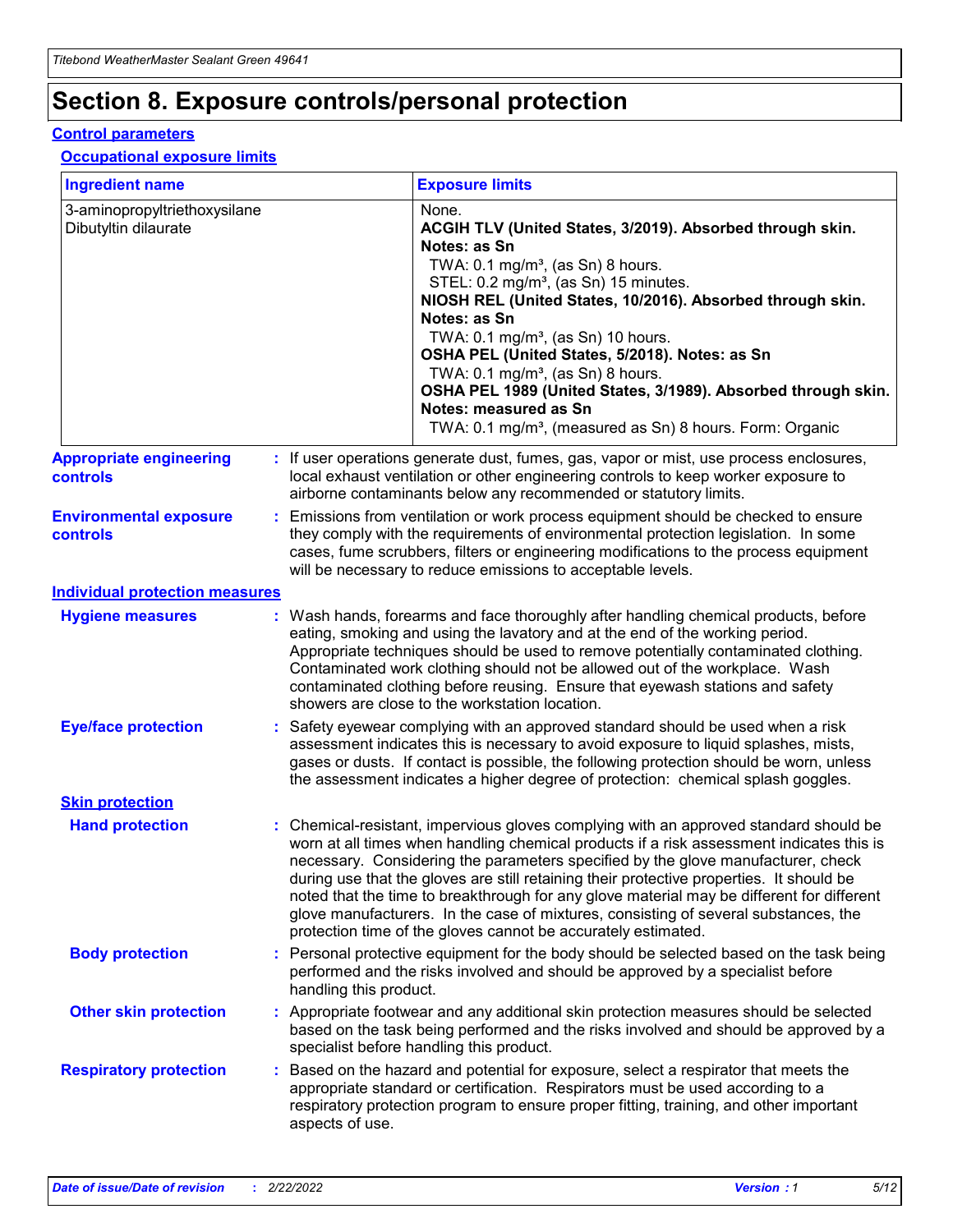# Section 8. Exposure controls/personal protection

## Control parameters

### Occupational exposure limits

| Ingredient name | Exposure limits |
|---|---|
| 3-aminopropyltriethoxysilane | None. |
| Dibutyltin dilaurate | **ACGIH TLV (United States, 3/2019). Absorbed through skin. Notes: as Sn**<br>TWA: 0.1 mg/m³, (as Sn) 8 hours.<br>STEL: 0.2 mg/m³, (as Sn) 15 minutes.<br>**NIOSH REL (United States, 10/2016). Absorbed through skin. Notes: as Sn**<br>TWA: 0.1 mg/m³, (as Sn) 10 hours.<br>**OSHA PEL (United States, 5/2018). Notes: as Sn**<br>TWA: 0.1 mg/m³, (as Sn) 8 hours.<br>**OSHA PEL 1989 (United States, 3/1989). Absorbed through skin. Notes: measured as Sn**<br>TWA: 0.1 mg/m³, (measured as Sn) 8 hours. Form: Organic |

**Appropriate engineering controls** : If user operations generate dust, fumes, gas, vapor or mist, use process enclosures, local exhaust ventilation or other engineering controls to keep worker exposure to airborne contaminants below any recommended or statutory limits.

**Environmental exposure controls** : Emissions from ventilation or work process equipment should be checked to ensure they comply with the requirements of environmental protection legislation. In some cases, fume scrubbers, filters or engineering modifications to the process equipment will be necessary to reduce emissions to acceptable levels.

## Individual protection measures

**Hygiene measures** : Wash hands, forearms and face thoroughly after handling chemical products, before eating, smoking and using the lavatory and at the end of the working period. Appropriate techniques should be used to remove potentially contaminated clothing. Contaminated work clothing should not be allowed out of the workplace. Wash contaminated clothing before reusing. Ensure that eyewash stations and safety showers are close to the workstation location.

**Eye/face protection** : Safety eyewear complying with an approved standard should be used when a risk assessment indicates this is necessary to avoid exposure to liquid splashes, mists, gases or dusts. If contact is possible, the following protection should be worn, unless the assessment indicates a higher degree of protection: chemical splash goggles.

### Skin protection

**Hand protection** : Chemical-resistant, impervious gloves complying with an approved standard should be worn at all times when handling chemical products if a risk assessment indicates this is necessary. Considering the parameters specified by the glove manufacturer, check during use that the gloves are still retaining their protective properties. It should be noted that the time to breakthrough for any glove material may be different for different glove manufacturers. In the case of mixtures, consisting of several substances, the protection time of the gloves cannot be accurately estimated.

**Body protection** : Personal protective equipment for the body should be selected based on the task being performed and the risks involved and should be approved by a specialist before handling this product.

**Other skin protection** : Appropriate footwear and any additional skin protection measures should be selected based on the task being performed and the risks involved and should be approved by a specialist before handling this product.

**Respiratory protection** : Based on the hazard and potential for exposure, select a respirator that meets the appropriate standard or certification. Respirators must be used according to a respiratory protection program to ensure proper fitting, training, and other important aspects of use.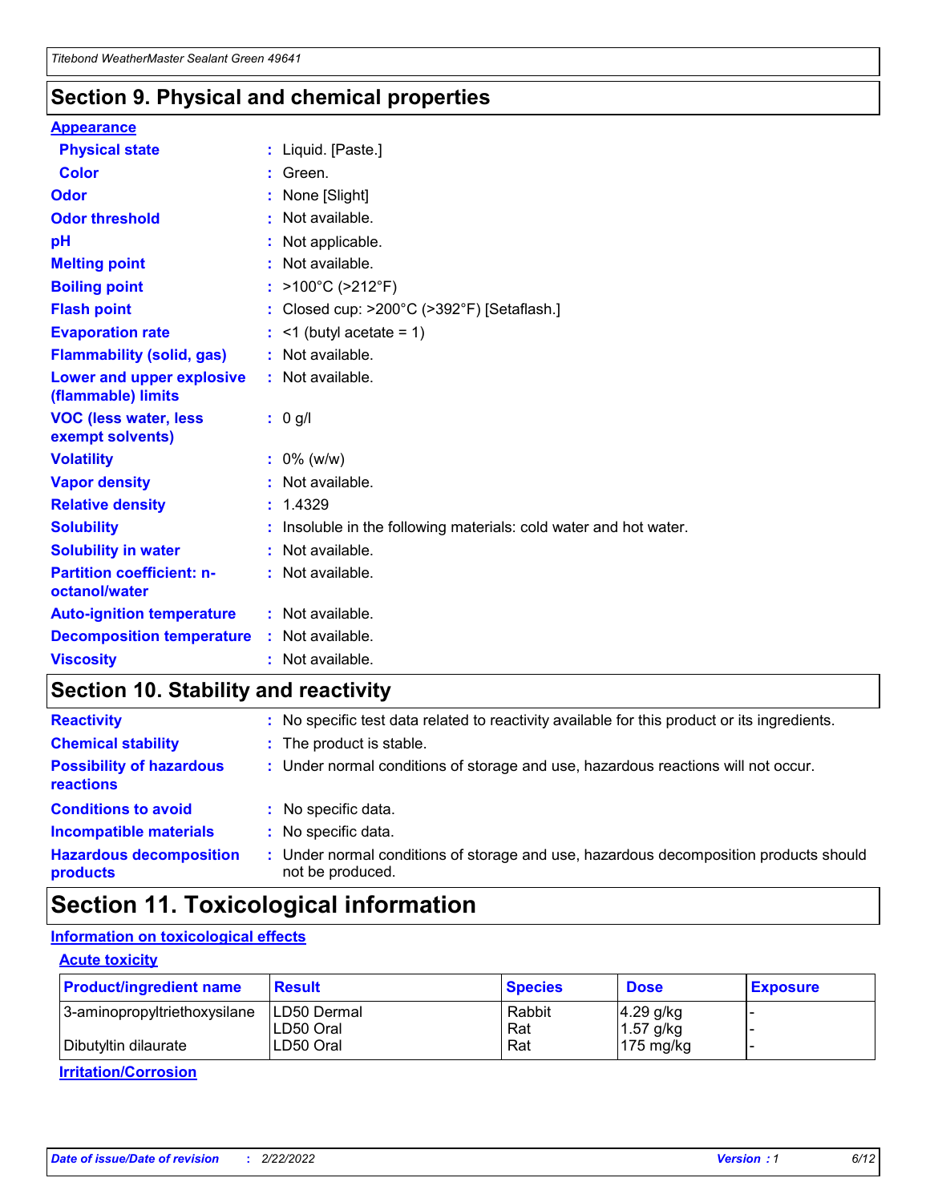## Section 9. Physical and chemical properties

**Appearance**

| | |
|---|---|
| **Physical state** | : Liquid. [Paste.] |
| **Color** | : Green. |
| **Odor** | : None [Slight] |
| **Odor threshold** | : Not available. |
| **pH** | : Not applicable. |
| **Melting point** | : Not available. |
| **Boiling point** | : >100°C (>212°F) |
| **Flash point** | : Closed cup: >200°C (>392°F) [Setaflash.] |
| **Evaporation rate** | : <1 (butyl acetate = 1) |
| **Flammability (solid, gas)** | : Not available. |
| **Lower and upper explosive (flammable) limits** | : Not available. |
| **VOC (less water, less exempt solvents)** | : 0 g/l |
| **Volatility** | : 0% (w/w) |
| **Vapor density** | : Not available. |
| **Relative density** | : 1.4329 |
| **Solubility** | : Insoluble in the following materials: cold water and hot water. |
| **Solubility in water** | : Not available. |
| **Partition coefficient: n-octanol/water** | : Not available. |
| **Auto-ignition temperature** | : Not available. |
| **Decomposition temperature** | : Not available. |
| **Viscosity** | : Not available. |

## Section 10. Stability and reactivity

| | |
|---|---|
| **Reactivity** | : No specific test data related to reactivity available for this product or its ingredients. |
| **Chemical stability** | : The product is stable. |
| **Possibility of hazardous reactions** | : Under normal conditions of storage and use, hazardous reactions will not occur. |
| **Conditions to avoid** | : No specific data. |
| **Incompatible materials** | : No specific data. |
| **Hazardous decomposition products** | : Under normal conditions of storage and use, hazardous decomposition products should not be produced. |

## Section 11. Toxicological information

**Information on toxicological effects**

**Acute toxicity**

| Product/ingredient name | Result | Species | Dose | Exposure |
|---|---|---|---|---|
| 3-aminopropyltriethoxysilane | LD50 Dermal | Rabbit | 4.29 g/kg | - |
| | LD50 Oral | Rat | 1.57 g/kg | - |
| Dibutyltin dilaurate | LD50 Oral | Rat | 175 mg/kg | - |

**Irritation/Corrosion**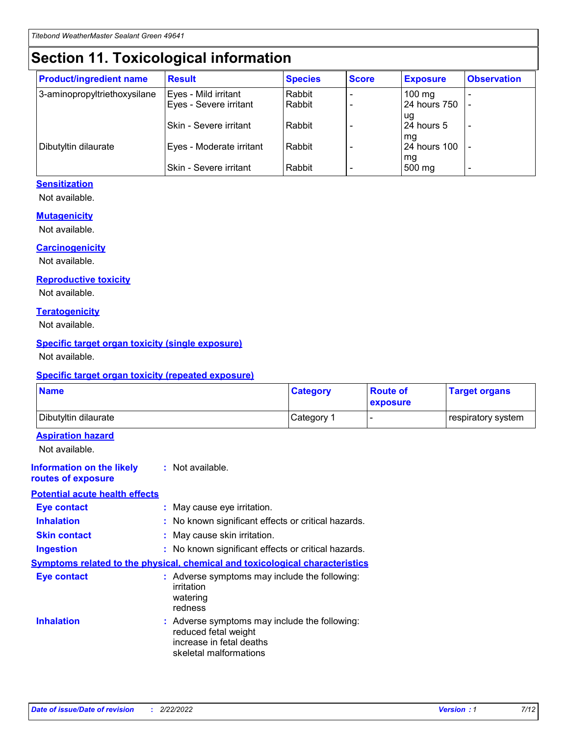# Section 11. Toxicological information

| Product/ingredient name | Result | Species | Score | Exposure | Observation |
|---|---|---|---|---|---|
| 3-aminopropyltriethoxysilane | Eyes - Mild irritant | Rabbit | - | 100 mg | - |
| | Eyes - Severe irritant | Rabbit | - | 24 hours 750 ug | - |
| | Skin - Severe irritant | Rabbit | - | 24 hours 5 mg | - |
| Dibutyltin dilaurate | Eyes - Moderate irritant | Rabbit | - | 24 hours 100 mg | - |
| | Skin - Severe irritant | Rabbit | - | 500 mg | - |

### Sensitization

Not available.

### Mutagenicity

Not available.

### Carcinogenicity

Not available.

### Reproductive toxicity

Not available.

### Teratogenicity

Not available.

### Specific target organ toxicity (single exposure)

Not available.

### Specific target organ toxicity (repeated exposure)

| Name | Category | Route of exposure | Target organs |
|---|---|---|---|
| Dibutyltin dilaurate | Category 1 | - | respiratory system |

### Aspiration hazard

Not available.

**Information on the likely routes of exposure** : Not available.

### Potential acute health effects

**Eye contact** : May cause eye irritation.

**Inhalation** : No known significant effects or critical hazards.

**Skin contact** : May cause skin irritation.

**Ingestion** : No known significant effects or critical hazards.

### Symptoms related to the physical, chemical and toxicological characteristics

**Eye contact** : Adverse symptoms may include the following:
irritation
watering
redness

**Inhalation** : Adverse symptoms may include the following:
reduced fetal weight
increase in fetal deaths
skeletal malformations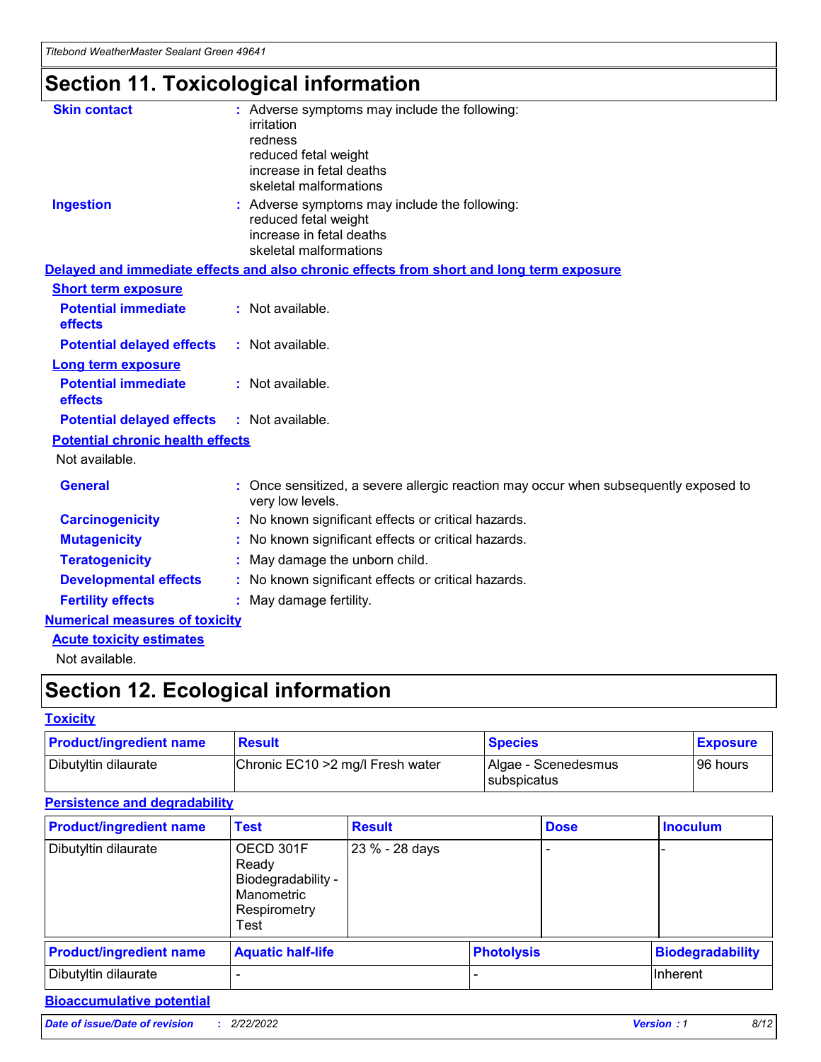# Section 11. Toxicological information

**Skin contact** : Adverse symptoms may include the following:
irritation
redness
reduced fetal weight
increase in fetal deaths
skeletal malformations

**Ingestion** : Adverse symptoms may include the following:
reduced fetal weight
increase in fetal deaths
skeletal malformations

**Delayed and immediate effects and also chronic effects from short and long term exposure**

**Short term exposure**

**Potential immediate effects** : Not available.

**Potential delayed effects** : Not available.

**Long term exposure**

**Potential immediate effects** : Not available.

**Potential delayed effects** : Not available.

**Potential chronic health effects**

Not available.

**General** : Once sensitized, a severe allergic reaction may occur when subsequently exposed to very low levels.

**Carcinogenicity** : No known significant effects or critical hazards.

**Mutagenicity** : No known significant effects or critical hazards.

**Teratogenicity** : May damage the unborn child.

**Developmental effects** : No known significant effects or critical hazards.

**Fertility effects** : May damage fertility.

**Numerical measures of toxicity**

**Acute toxicity estimates**

Not available.

# Section 12. Ecological information

**Toxicity**

| Product/ingredient name | Result | Species | Exposure |
|---|---|---|---|
| Dibutyltin dilaurate | Chronic EC10 >2 mg/l Fresh water | Algae - Scenedesmus subspicatus | 96 hours |

**Persistence and degradability**

| Product/ingredient name | Test | Result | Dose | Inoculum |
|---|---|---|---|---|
| Dibutyltin dilaurate | OECD 301F Ready Biodegradability - Manometric Respirometry Test | 23 % - 28 days | - | - |

| Product/ingredient name | Aquatic half-life | Photolysis | Biodegradability |
|---|---|---|---|
| Dibutyltin dilaurate | - | - | Inherent |

**Bioaccumulative potential**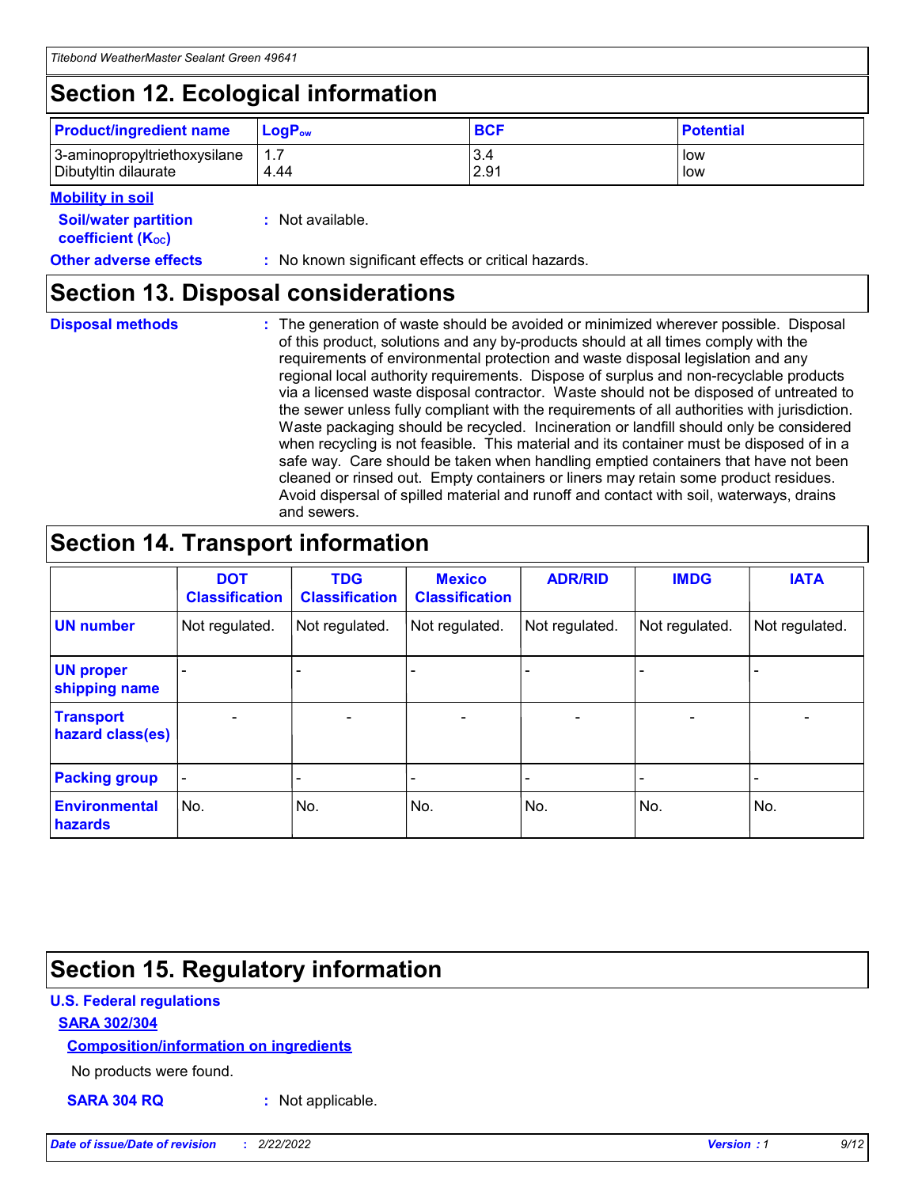# Section 12. Ecological information

| Product/ingredient name | $LogP_{ow}$ | BCF | Potential |
|---|---|---|---|
| 3-aminopropyltriethoxysilane | 1.7 | 3.4 | low |
| Dibutyltin dilaurate | 4.44 | 2.91 | low |

**Mobility in soil**

**Soil/water partition coefficient ($K_{OC}$)** : Not available.

**Other adverse effects** : No known significant effects or critical hazards.

# Section 13. Disposal considerations

**Disposal methods** : The generation of waste should be avoided or minimized wherever possible. Disposal of this product, solutions and any by-products should at all times comply with the requirements of environmental protection and waste disposal legislation and any regional local authority requirements. Dispose of surplus and non-recyclable products via a licensed waste disposal contractor. Waste should not be disposed of untreated to the sewer unless fully compliant with the requirements of all authorities with jurisdiction. Waste packaging should be recycled. Incineration or landfill should only be considered when recycling is not feasible. This material and its container must be disposed of in a safe way. Care should be taken when handling emptied containers that have not been cleaned or rinsed out. Empty containers or liners may retain some product residues. Avoid dispersal of spilled material and runoff and contact with soil, waterways, drains and sewers.

# Section 14. Transport information

| | DOT Classification | TDG Classification | Mexico Classification | ADR/RID | IMDG | IATA |
|---|---|---|---|---|---|---|
| UN number | Not regulated. | Not regulated. | Not regulated. | Not regulated. | Not regulated. | Not regulated. |
| UN proper shipping name | - | - | - | - | - | - |
| Transport hazard class(es) | - | - | - | - | - | - |
| Packing group | - | - | - | - | - | - |
| Environmental hazards | No. | No. | No. | No. | No. | No. |

# Section 15. Regulatory information

**U.S. Federal regulations**

**SARA 302/304**

**Composition/information on ingredients**

No products were found.

**SARA 304 RQ** : Not applicable.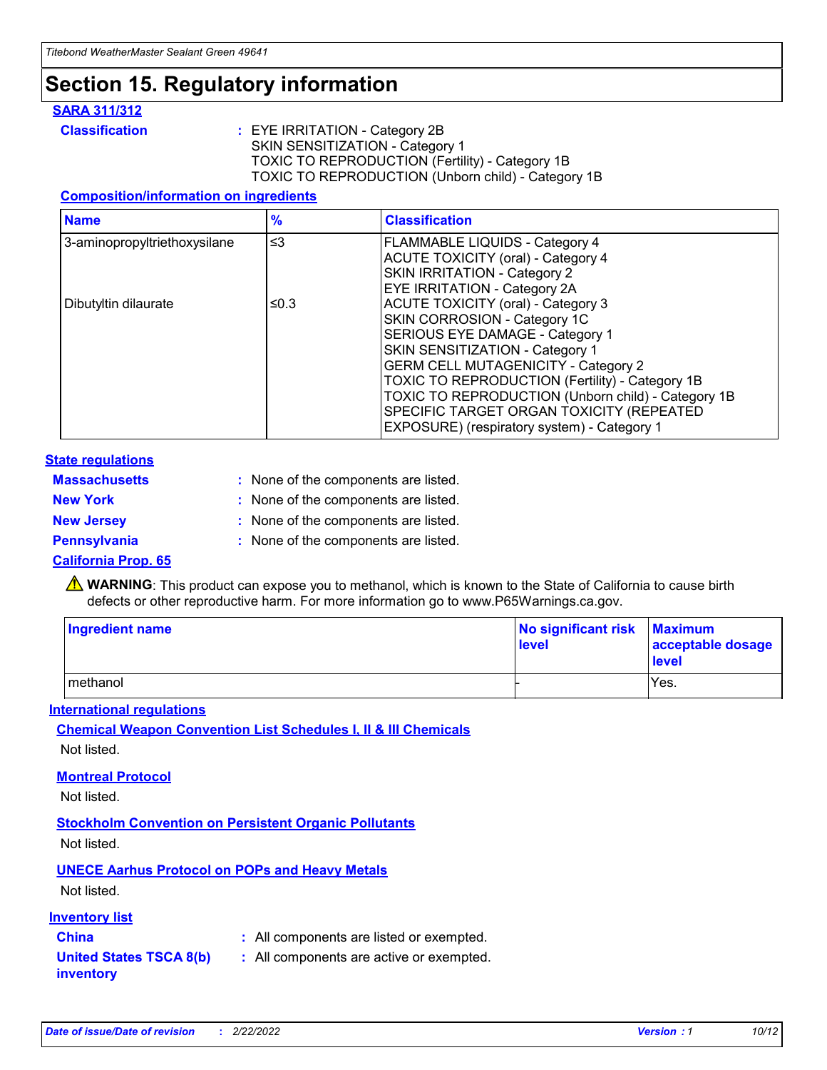# Section 15. Regulatory information

### SARA 311/312

**Classification** : EYE IRRITATION - Category 2B
SKIN SENSITIZATION - Category 1
TOXIC TO REPRODUCTION (Fertility) - Category 1B
TOXIC TO REPRODUCTION (Unborn child) - Category 1B

#### Composition/information on ingredients

| Name | % | Classification |
| --- | --- | --- |
| 3-aminopropyltriethoxysilane | ≤3 | FLAMMABLE LIQUIDS - Category 4<br>ACUTE TOXICITY (oral) - Category 4<br>SKIN IRRITATION - Category 2<br>EYE IRRITATION - Category 2A |
| Dibutyltin dilaurate | ≤0.3 | ACUTE TOXICITY (oral) - Category 3<br>SKIN CORROSION - Category 1C<br>SERIOUS EYE DAMAGE - Category 1<br>SKIN SENSITIZATION - Category 1<br>GERM CELL MUTAGENICITY - Category 2<br>TOXIC TO REPRODUCTION (Fertility) - Category 1B<br>TOXIC TO REPRODUCTION (Unborn child) - Category 1B<br>SPECIFIC TARGET ORGAN TOXICITY (REPEATED EXPOSURE) (respiratory system) - Category 1 |

### State regulations

**Massachusetts** : None of the components are listed.

**New York** : None of the components are listed.

**New Jersey** : None of the components are listed.

**Pennsylvania** : None of the components are listed.

### California Prop. 65

⚠ **WARNING**: This product can expose you to methanol, which is known to the State of California to cause birth defects or other reproductive harm. For more information go to www.P65Warnings.ca.gov.

| Ingredient name | No significant risk level | Maximum acceptable dosage level |
| --- | --- | --- |
| methanol | - | Yes. |

### International regulations

#### Chemical Weapon Convention List Schedules I, II & III Chemicals

Not listed.

#### Montreal Protocol

Not listed.

#### Stockholm Convention on Persistent Organic Pollutants

Not listed.

#### UNECE Aarhus Protocol on POPs and Heavy Metals

Not listed.

### Inventory list

**China** : All components are listed or exempted.

**United States TSCA 8(b) inventory** : All components are active or exempted.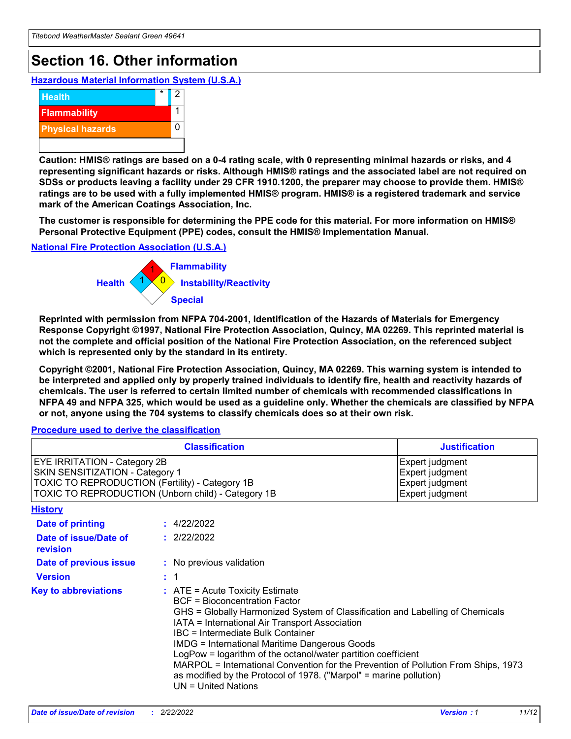# Section 16. Other information

**Hazardous Material Information System (U.S.A.)**

| | | |
|---|---|---|
| Health | * | 2 |
| Flammability | | 1 |
| Physical hazards | | 0 |

**Caution: HMIS® ratings are based on a 0-4 rating scale, with 0 representing minimal hazards or risks, and 4 representing significant hazards or risks. Although HMIS® ratings and the associated label are not required on SDSs or products leaving a facility under 29 CFR 1910.1200, the preparer may choose to provide them. HMIS® ratings are to be used with a fully implemented HMIS® program. HMIS® is a registered trademark and service mark of the American Coatings Association, Inc.**

**The customer is responsible for determining the PPE code for this material. For more information on HMIS® Personal Protective Equipment (PPE) codes, consult the HMIS® Implementation Manual.**

**National Fire Protection Association (U.S.A.)**

Health: 1
Flammability: 1
Instability/Reactivity: 0
Special:

**Reprinted with permission from NFPA 704-2001, Identification of the Hazards of Materials for Emergency Response Copyright ©1997, National Fire Protection Association, Quincy, MA 02269. This reprinted material is not the complete and official position of the National Fire Protection Association, on the referenced subject which is represented only by the standard in its entirety.**

**Copyright ©2001, National Fire Protection Association, Quincy, MA 02269. This warning system is intended to be interpreted and applied only by properly trained individuals to identify fire, health and reactivity hazards of chemicals. The user is referred to certain limited number of chemicals with recommended classifications in NFPA 49 and NFPA 325, which would be used as a guideline only. Whether the chemicals are classified by NFPA or not, anyone using the 704 systems to classify chemicals does so at their own risk.**

**Procedure used to derive the classification**

| Classification | Justification |
|---|---|
| EYE IRRITATION - Category 2B | Expert judgment |
| SKIN SENSITIZATION - Category 1 | Expert judgment |
| TOXIC TO REPRODUCTION (Fertility) - Category 1B | Expert judgment |
| TOXIC TO REPRODUCTION (Unborn child) - Category 1B | Expert judgment |

**History**

**Date of printing** : 4/22/2022

**Date of issue/Date of revision** : 2/22/2022

**Date of previous issue** : No previous validation

**Version** : 1

**Key to abbreviations** : ATE = Acute Toxicity Estimate
BCF = Bioconcentration Factor
GHS = Globally Harmonized System of Classification and Labelling of Chemicals
IATA = International Air Transport Association
IBC = Intermediate Bulk Container
IMDG = International Maritime Dangerous Goods
LogPow = logarithm of the octanol/water partition coefficient
MARPOL = International Convention for the Prevention of Pollution From Ships, 1973 as modified by the Protocol of 1978. ("Marpol" = marine pollution)
UN = United Nations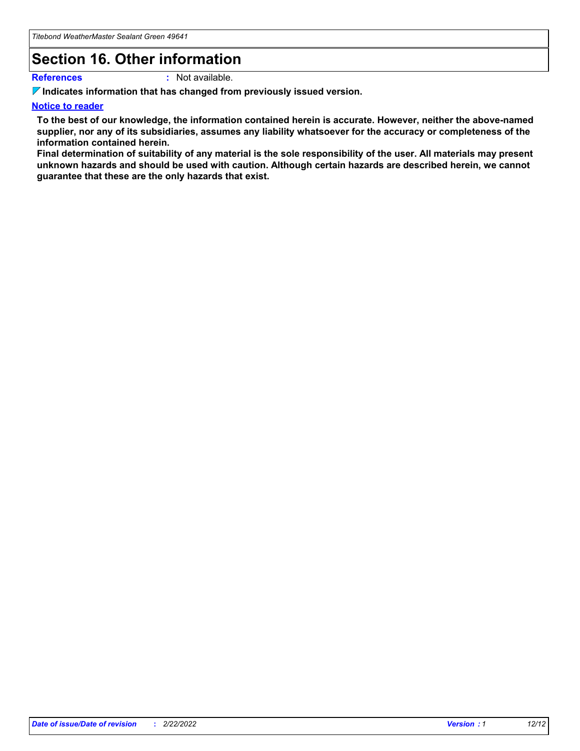## Section 16. Other information

**References** : Not available.

**Indicates information that has changed from previously issued version.**

**Notice to reader**

**To the best of our knowledge, the information contained herein is accurate. However, neither the above-named supplier, nor any of its subsidiaries, assumes any liability whatsoever for the accuracy or completeness of the information contained herein.**

**Final determination of suitability of any material is the sole responsibility of the user. All materials may present unknown hazards and should be used with caution. Although certain hazards are described herein, we cannot guarantee that these are the only hazards that exist.**